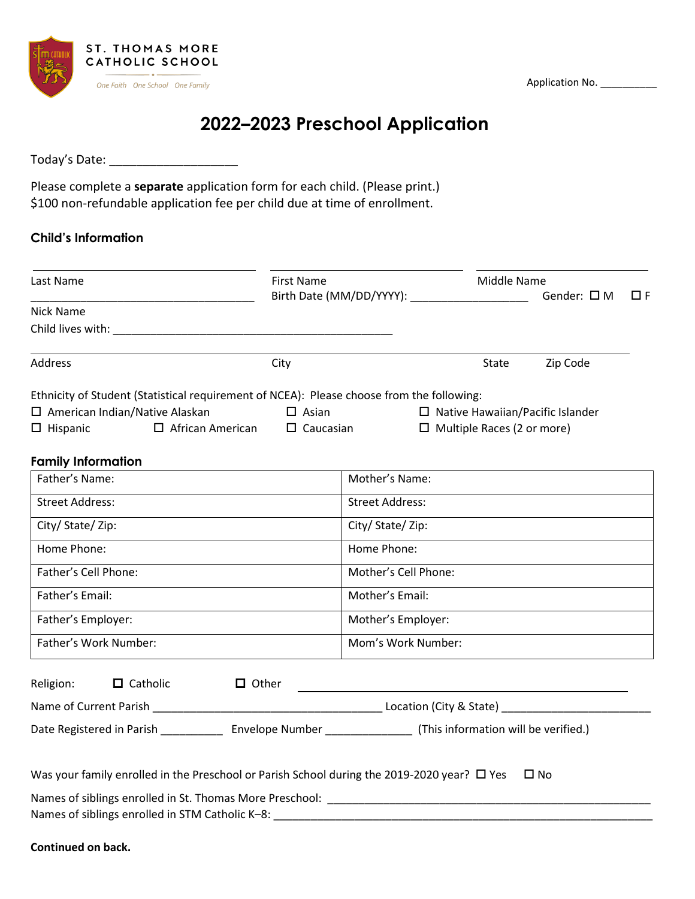ST. THOMAS MORE CATHOLIC SCHOOL

*One Faith One School One Family*

Application No. __________

# 2022–2023 Preschool Application

Today's Date: ___________________

Please complete a **separate** application form for each child. (Please print.)
$100 non-refundable application fee per child due at time of enrollment.

## Child's Information

______________________ ______________________ ______________________
Last Name | First Name | Middle Name

______________________ Birth Date (MM/DD/YYYY): ___________________ Gender: ☐ M ☐ F
Nick Name

Child lives with: ______________________________________________

______________________________________________________________
Address | City | State | Zip Code

Ethnicity of Student (Statistical requirement of NCEA): Please choose from the following:

☐ American Indian/Native Alaskan ☐ Asian ☐ Native Hawaiian/Pacific Islander
☐ Hispanic ☐ African American ☐ Caucasian ☐ Multiple Races (2 or more)

## Family Information

| Father's Name: | Mother's Name: |
|---|---|
| Street Address: | Street Address: |
| City/ State/ Zip: | City/ State/ Zip: |
| Home Phone: | Home Phone: |
| Father's Cell Phone: | Mother's Cell Phone: |
| Father's Email: | Mother's Email: |
| Father's Employer: | Mother's Employer: |
| Father's Work Number: | Mom's Work Number: |

Religion: ☐ Catholic ☐ Other ______________________________

Name of Current Parish _______________________ Location (City & State) _______________________

Date Registered in Parish __________ Envelope Number ______________ (This information will be verified.)

Was your family enrolled in the Preschool or Parish School during the 2019-2020 year? ☐ Yes ☐ No

Names of siblings enrolled in St. Thomas More Preschool: _______________________________________

Names of siblings enrolled in STM Catholic K–8: _______________________________________

**Continued on back.**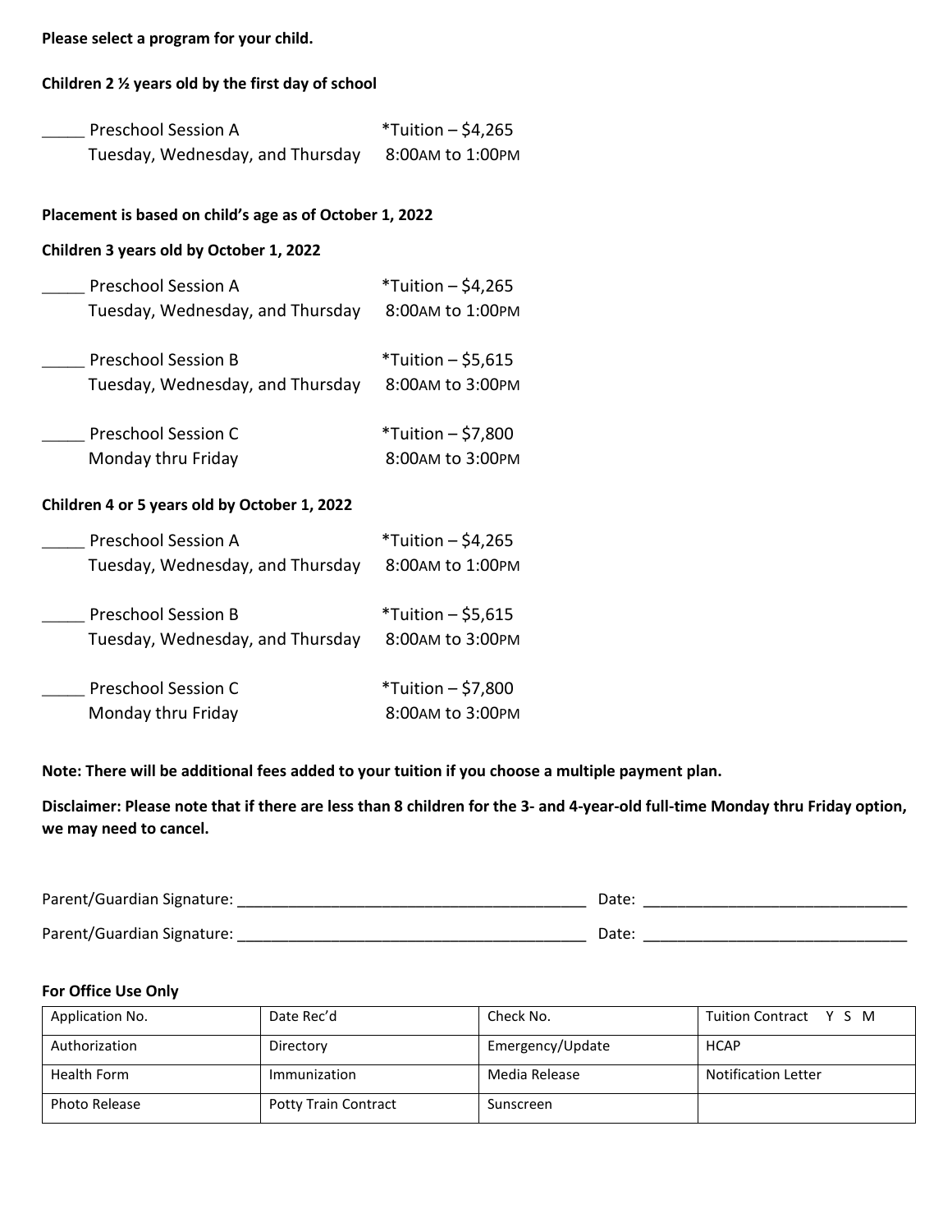**Please select a program for your child.**

**Children 2 ½ years old by the first day of school**

_____ Preschool Session A *Tuition – $4,265
Tuesday, Wednesday, and Thursday 8:00AM to 1:00PM

**Placement is based on child's age as of October 1, 2022**

**Children 3 years old by October 1, 2022**

_____ Preschool Session A *Tuition – $4,265
Tuesday, Wednesday, and Thursday 8:00AM to 1:00PM

_____ Preschool Session B *Tuition – $5,615
Tuesday, Wednesday, and Thursday 8:00AM to 3:00PM

_____ Preschool Session C *Tuition – $7,800
Monday thru Friday 8:00AM to 3:00PM

**Children 4 or 5 years old by October 1, 2022**

_____ Preschool Session A *Tuition – $4,265
Tuesday, Wednesday, and Thursday 8:00AM to 1:00PM

_____ Preschool Session B *Tuition – $5,615
Tuesday, Wednesday, and Thursday 8:00AM to 3:00PM

_____ Preschool Session C *Tuition – $7,800
Monday thru Friday 8:00AM to 3:00PM

**Note: There will be additional fees added to your tuition if you choose a multiple payment plan.**

**Disclaimer: Please note that if there are less than 8 children for the 3- and 4-year-old full-time Monday thru Friday option, we may need to cancel.**

Parent/Guardian Signature: ________________________________________ Date: ______________________________

Parent/Guardian Signature: ________________________________________ Date: ______________________________

**For Office Use Only**

| | | | |
|---|---|---|---|
| Application No. | Date Rec'd | Check No. | Tuition Contract Y S M |
| Authorization | Directory | Emergency/Update | HCAP |
| Health Form | Immunization | Media Release | Notification Letter |
| Photo Release | Potty Train Contract | Sunscreen | |